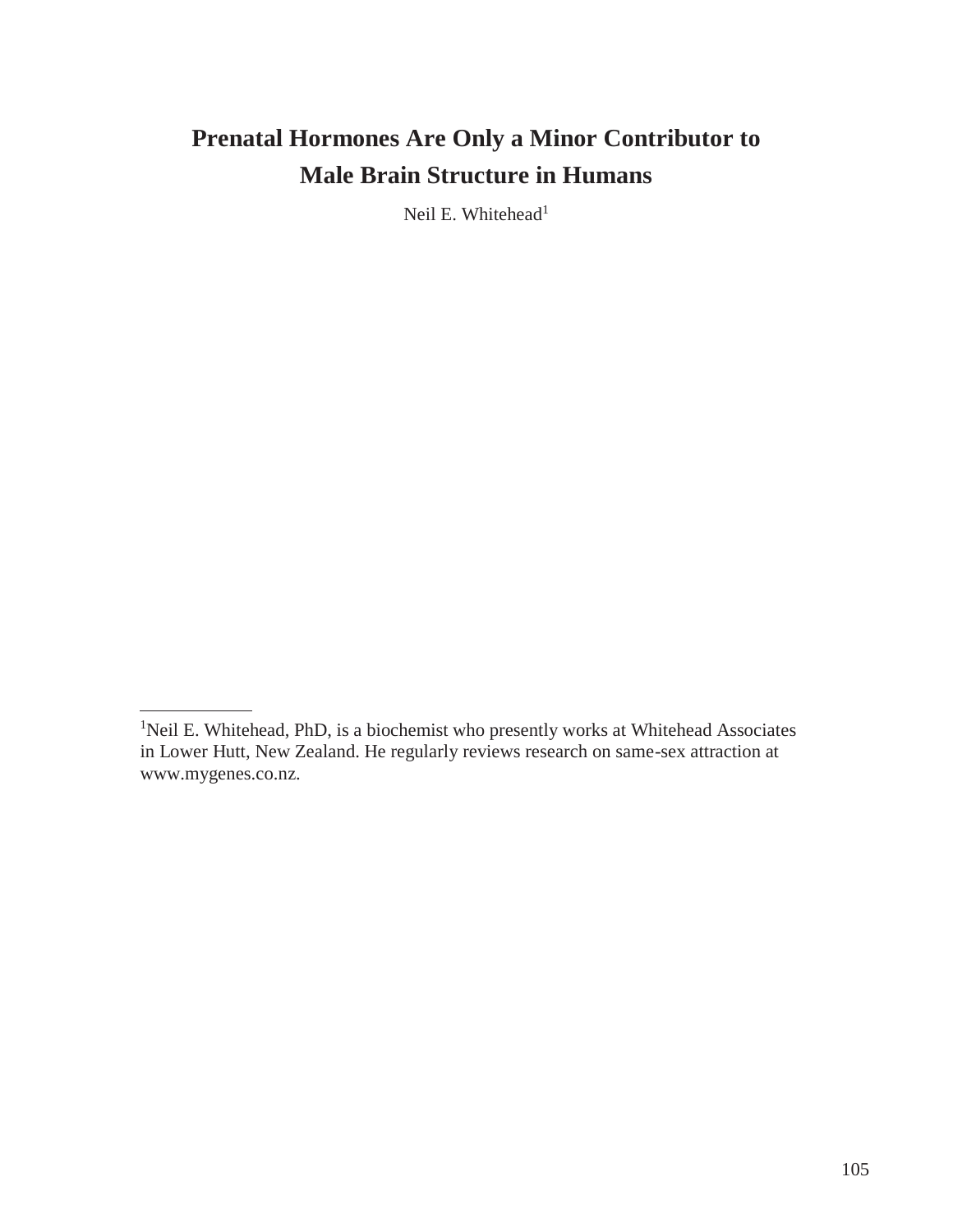# Prenatal Hormones Are Only a Minor Contributor to Male Brain Structure in Humans

Neil E. Whitehead[1]

[1]Neil E. Whitehead, PhD, is a biochemist who presently works at Whitehead Associates in Lower Hutt, New Zealand. He regularly reviews research on same-sex attraction at www.mygenes.co.nz.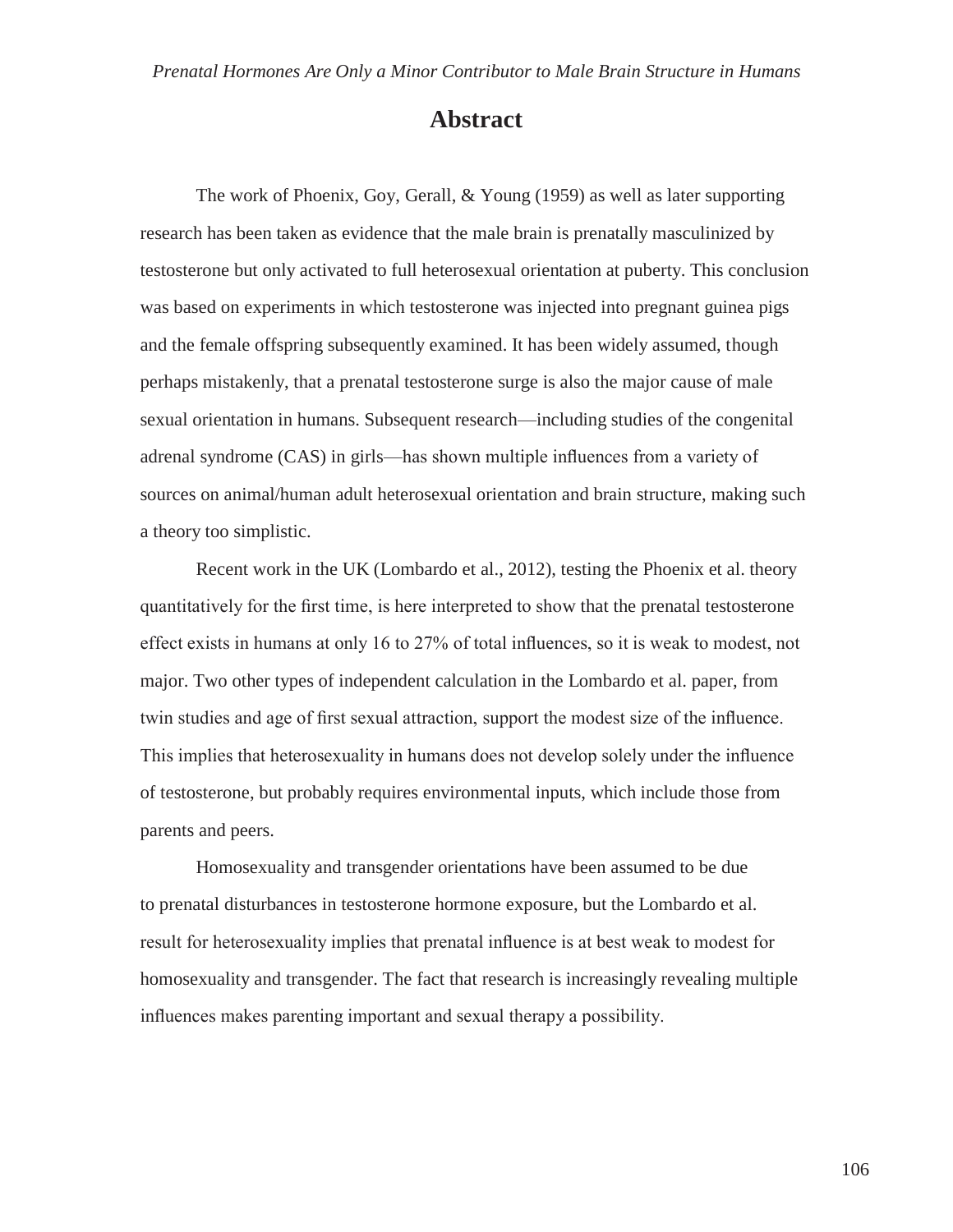## Abstract

The work of Phoenix, Goy, Gerall, & Young (1959) as well as later supporting research has been taken as evidence that the male brain is prenatally masculinized by testosterone but only activated to full heterosexual orientation at puberty. This conclusion was based on experiments in which testosterone was injected into pregnant guinea pigs and the female offspring subsequently examined. It has been widely assumed, though perhaps mistakenly, that a prenatal testosterone surge is also the major cause of male sexual orientation in humans. Subsequent research—including studies of the congenital adrenal syndrome (CAS) in girls—has shown multiple influences from a variety of sources on animal/human adult heterosexual orientation and brain structure, making such a theory too simplistic.

Recent work in the UK (Lombardo et al., 2012), testing the Phoenix et al. theory quantitatively for the first time, is here interpreted to show that the prenatal testosterone effect exists in humans at only 16 to 27% of total influences, so it is weak to modest, not major. Two other types of independent calculation in the Lombardo et al. paper, from twin studies and age of first sexual attraction, support the modest size of the influence. This implies that heterosexuality in humans does not develop solely under the influence of testosterone, but probably requires environmental inputs, which include those from parents and peers.

Homosexuality and transgender orientations have been assumed to be due to prenatal disturbances in testosterone hormone exposure, but the Lombardo et al. result for heterosexuality implies that prenatal influence is at best weak to modest for homosexuality and transgender. The fact that research is increasingly revealing multiple influences makes parenting important and sexual therapy a possibility.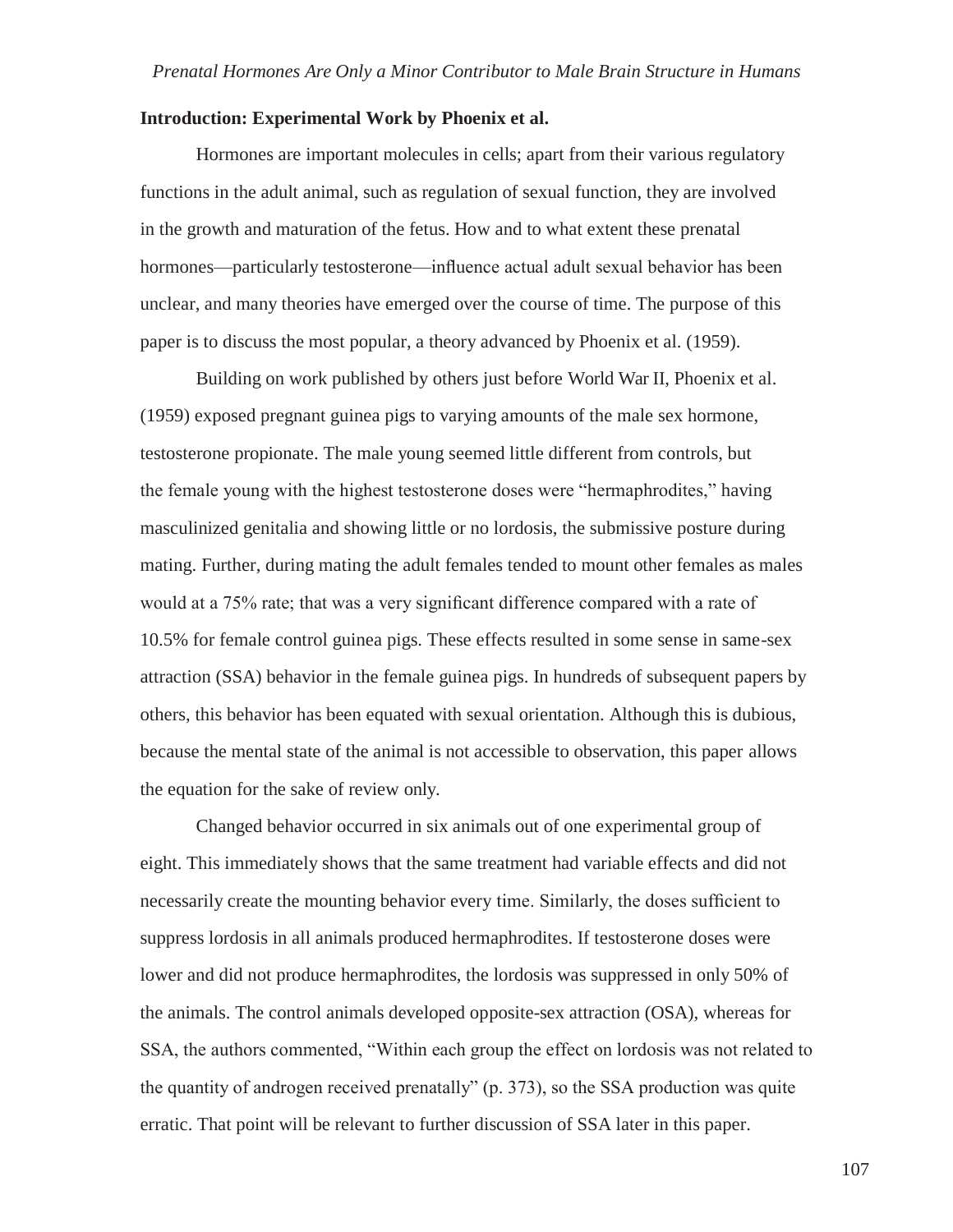## Introduction: Experimental Work by Phoenix et al.

Hormones are important molecules in cells; apart from their various regulatory functions in the adult animal, such as regulation of sexual function, they are involved in the growth and maturation of the fetus. How and to what extent these prenatal hormones—particularly testosterone—influence actual adult sexual behavior has been unclear, and many theories have emerged over the course of time. The purpose of this paper is to discuss the most popular, a theory advanced by Phoenix et al. (1959).

Building on work published by others just before World War II, Phoenix et al. (1959) exposed pregnant guinea pigs to varying amounts of the male sex hormone, testosterone propionate. The male young seemed little different from controls, but the female young with the highest testosterone doses were "hermaphrodites," having masculinized genitalia and showing little or no lordosis, the submissive posture during mating. Further, during mating the adult females tended to mount other females as males would at a 75% rate; that was a very significant difference compared with a rate of 10.5% for female control guinea pigs. These effects resulted in some sense in same-sex attraction (SSA) behavior in the female guinea pigs. In hundreds of subsequent papers by others, this behavior has been equated with sexual orientation. Although this is dubious, because the mental state of the animal is not accessible to observation, this paper allows the equation for the sake of review only.

Changed behavior occurred in six animals out of one experimental group of eight. This immediately shows that the same treatment had variable effects and did not necessarily create the mounting behavior every time. Similarly, the doses sufficient to suppress lordosis in all animals produced hermaphrodites. If testosterone doses were lower and did not produce hermaphrodites, the lordosis was suppressed in only 50% of the animals. The control animals developed opposite-sex attraction (OSA), whereas for SSA, the authors commented, "Within each group the effect on lordosis was not related to the quantity of androgen received prenatally" (p. 373), so the SSA production was quite erratic. That point will be relevant to further discussion of SSA later in this paper.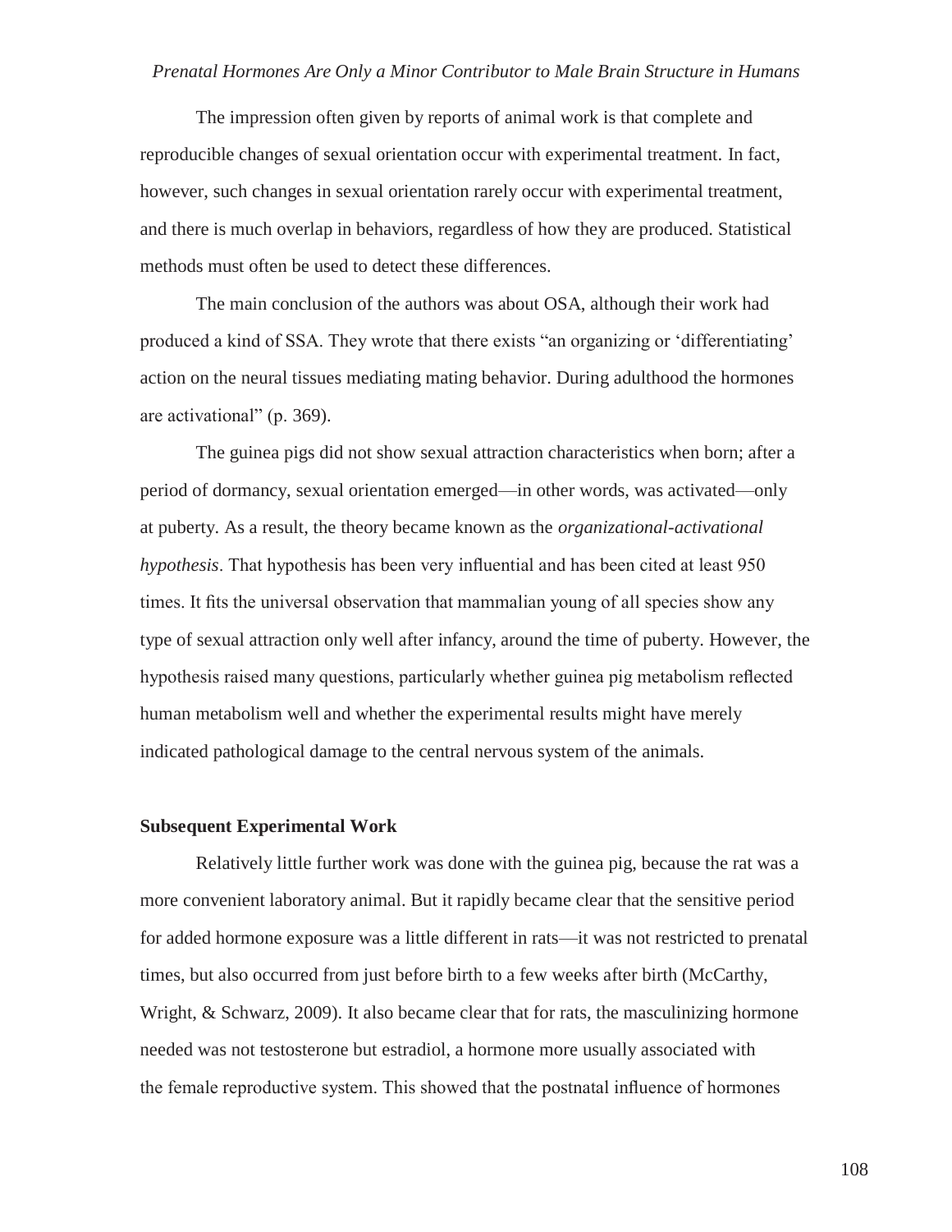The impression often given by reports of animal work is that complete and reproducible changes of sexual orientation occur with experimental treatment. In fact, however, such changes in sexual orientation rarely occur with experimental treatment, and there is much overlap in behaviors, regardless of how they are produced. Statistical methods must often be used to detect these differences.

The main conclusion of the authors was about OSA, although their work had produced a kind of SSA. They wrote that there exists "an organizing or 'differentiating' action on the neural tissues mediating mating behavior. During adulthood the hormones are activational" (p. 369).

The guinea pigs did not show sexual attraction characteristics when born; after a period of dormancy, sexual orientation emerged—in other words, was activated—only at puberty. As a result, the theory became known as the *organizational-activational hypothesis*. That hypothesis has been very influential and has been cited at least 950 times. It fits the universal observation that mammalian young of all species show any type of sexual attraction only well after infancy, around the time of puberty. However, the hypothesis raised many questions, particularly whether guinea pig metabolism reflected human metabolism well and whether the experimental results might have merely indicated pathological damage to the central nervous system of the animals.

**Subsequent Experimental Work**

Relatively little further work was done with the guinea pig, because the rat was a more convenient laboratory animal. But it rapidly became clear that the sensitive period for added hormone exposure was a little different in rats—it was not restricted to prenatal times, but also occurred from just before birth to a few weeks after birth (McCarthy, Wright, & Schwarz, 2009). It also became clear that for rats, the masculinizing hormone needed was not testosterone but estradiol, a hormone more usually associated with the female reproductive system. This showed that the postnatal influence of hormones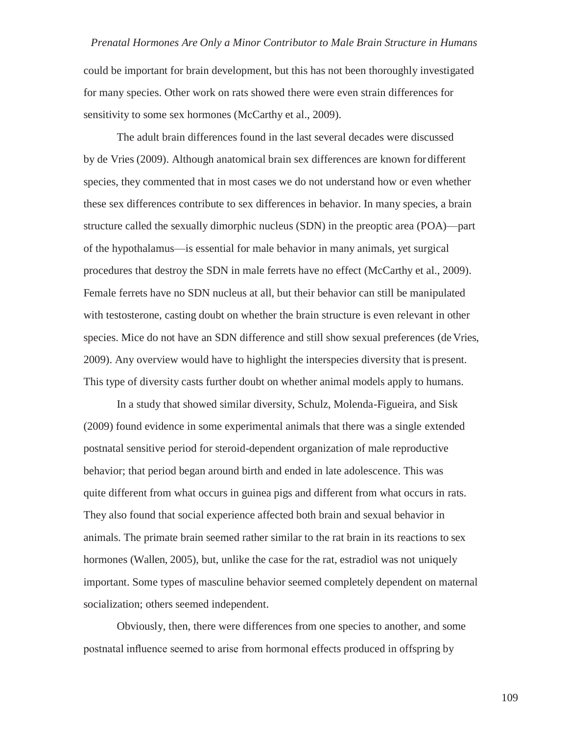could be important for brain development, but this has not been thoroughly investigated for many species. Other work on rats showed there were even strain differences for sensitivity to some sex hormones (McCarthy et al., 2009).

The adult brain differences found in the last several decades were discussed by de Vries (2009). Although anatomical brain sex differences are known for different species, they commented that in most cases we do not understand how or even whether these sex differences contribute to sex differences in behavior. In many species, a brain structure called the sexually dimorphic nucleus (SDN) in the preoptic area (POA)—part of the hypothalamus—is essential for male behavior in many animals, yet surgical procedures that destroy the SDN in male ferrets have no effect (McCarthy et al., 2009). Female ferrets have no SDN nucleus at all, but their behavior can still be manipulated with testosterone, casting doubt on whether the brain structure is even relevant in other species. Mice do not have an SDN difference and still show sexual preferences (de Vries, 2009). Any overview would have to highlight the interspecies diversity that is present. This type of diversity casts further doubt on whether animal models apply to humans.

In a study that showed similar diversity, Schulz, Molenda-Figueira, and Sisk (2009) found evidence in some experimental animals that there was a single extended postnatal sensitive period for steroid-dependent organization of male reproductive behavior; that period began around birth and ended in late adolescence. This was quite different from what occurs in guinea pigs and different from what occurs in rats. They also found that social experience affected both brain and sexual behavior in animals. The primate brain seemed rather similar to the rat brain in its reactions to sex hormones (Wallen, 2005), but, unlike the case for the rat, estradiol was not uniquely important. Some types of masculine behavior seemed completely dependent on maternal socialization; others seemed independent.

Obviously, then, there were differences from one species to another, and some postnatal influence seemed to arise from hormonal effects produced in offspring by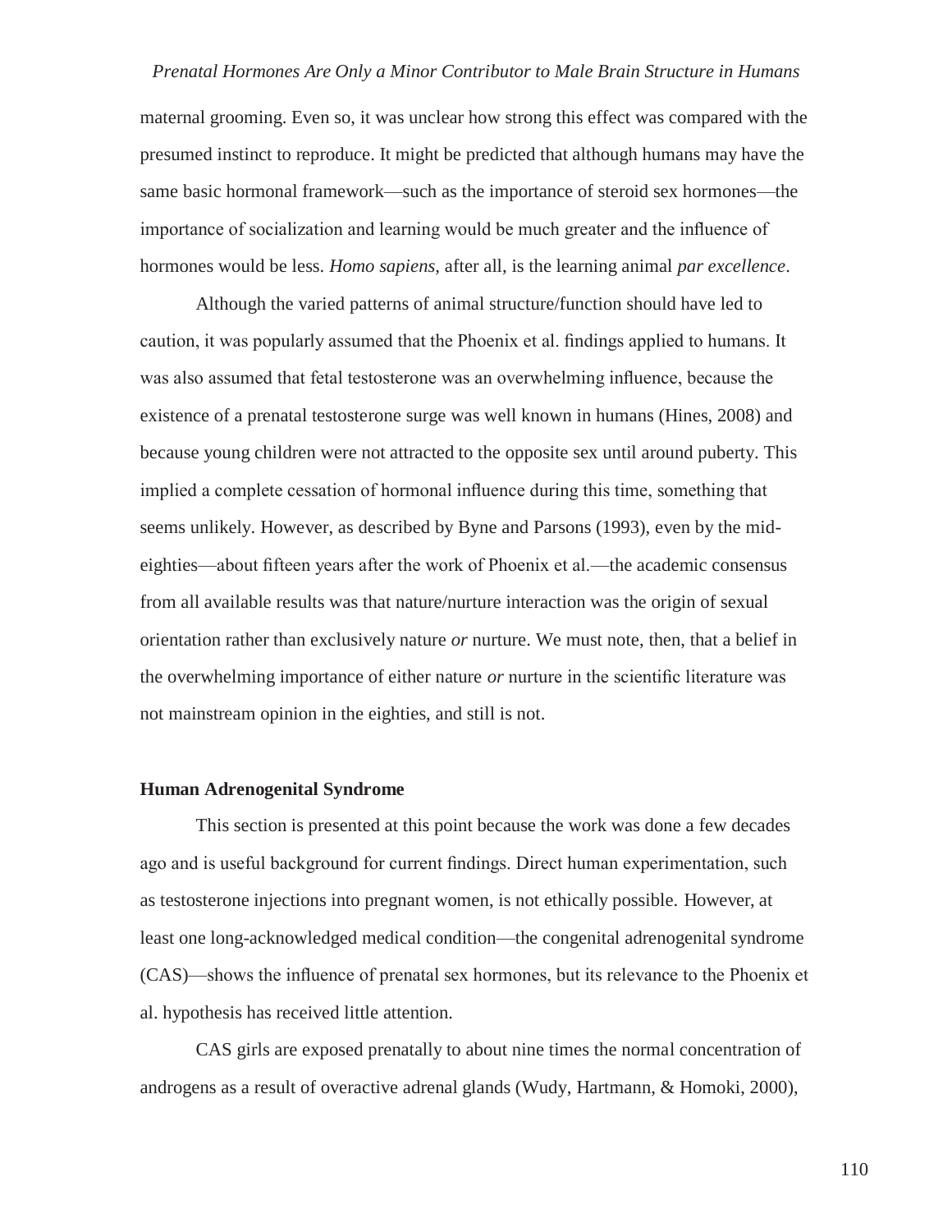maternal grooming. Even so, it was unclear how strong this effect was compared with the presumed instinct to reproduce. It might be predicted that although humans may have the same basic hormonal framework—such as the importance of steroid sex hormones—the importance of socialization and learning would be much greater and the influence of hormones would be less. *Homo sapiens*, after all, is the learning animal *par excellence*.

Although the varied patterns of animal structure/function should have led to caution, it was popularly assumed that the Phoenix et al. findings applied to humans. It was also assumed that fetal testosterone was an overwhelming influence, because the existence of a prenatal testosterone surge was well known in humans (Hines, 2008) and because young children were not attracted to the opposite sex until around puberty. This implied a complete cessation of hormonal influence during this time, something that seems unlikely. However, as described by Byne and Parsons (1993), even by the mid-eighties—about fifteen years after the work of Phoenix et al.—the academic consensus from all available results was that nature/nurture interaction was the origin of sexual orientation rather than exclusively nature *or* nurture. We must note, then, that a belief in the overwhelming importance of either nature *or* nurture in the scientific literature was not mainstream opinion in the eighties, and still is not.

**Human Adrenogenital Syndrome**

This section is presented at this point because the work was done a few decades ago and is useful background for current findings. Direct human experimentation, such as testosterone injections into pregnant women, is not ethically possible. However, at least one long-acknowledged medical condition—the congenital adrenogenital syndrome (CAS)—shows the influence of prenatal sex hormones, but its relevance to the Phoenix et al. hypothesis has received little attention.

CAS girls are exposed prenatally to about nine times the normal concentration of androgens as a result of overactive adrenal glands (Wudy, Hartmann, & Homoki, 2000),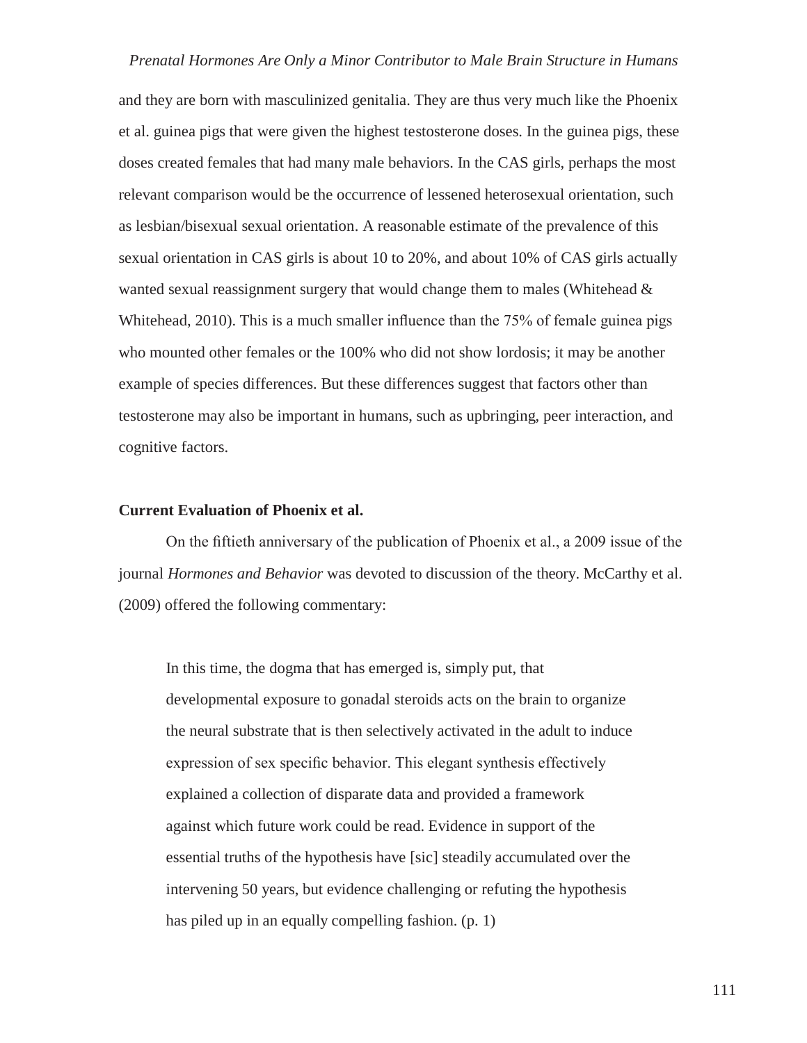and they are born with masculinized genitalia. They are thus very much like the Phoenix et al. guinea pigs that were given the highest testosterone doses. In the guinea pigs, these doses created females that had many male behaviors. In the CAS girls, perhaps the most relevant comparison would be the occurrence of lessened heterosexual orientation, such as lesbian/bisexual sexual orientation. A reasonable estimate of the prevalence of this sexual orientation in CAS girls is about 10 to 20%, and about 10% of CAS girls actually wanted sexual reassignment surgery that would change them to males (Whitehead & Whitehead, 2010). This is a much smaller influence than the 75% of female guinea pigs who mounted other females or the 100% who did not show lordosis; it may be another example of species differences. But these differences suggest that factors other than testosterone may also be important in humans, such as upbringing, peer interaction, and cognitive factors.

**Current Evaluation of Phoenix et al.**

On the fiftieth anniversary of the publication of Phoenix et al., a 2009 issue of the journal *Hormones and Behavior* was devoted to discussion of the theory. McCarthy et al. (2009) offered the following commentary:

> In this time, the dogma that has emerged is, simply put, that developmental exposure to gonadal steroids acts on the brain to organize the neural substrate that is then selectively activated in the adult to induce expression of sex specific behavior. This elegant synthesis effectively explained a collection of disparate data and provided a framework against which future work could be read. Evidence in support of the essential truths of the hypothesis have [sic] steadily accumulated over the intervening 50 years, but evidence challenging or refuting the hypothesis has piled up in an equally compelling fashion. (p. 1)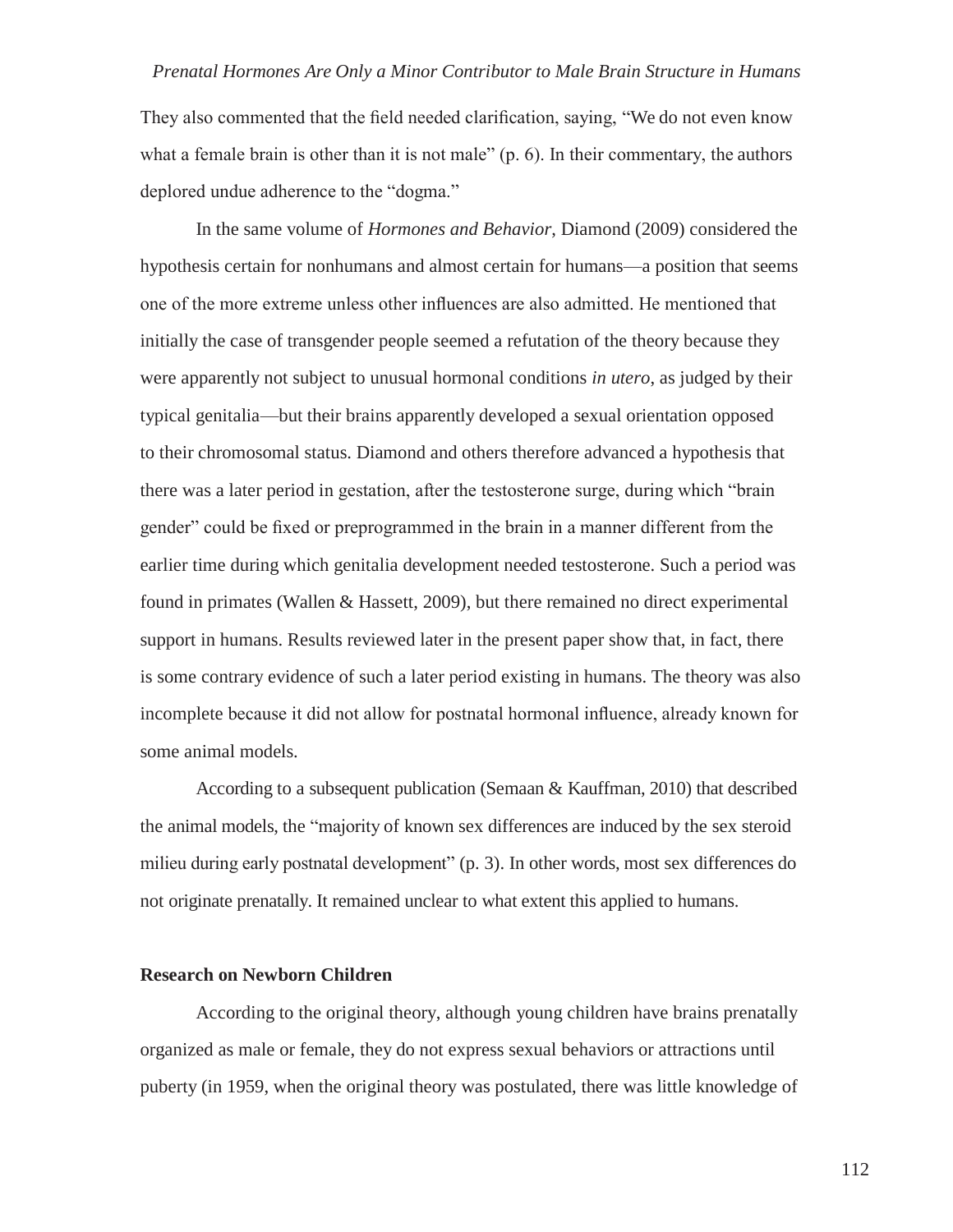They also commented that the field needed clarification, saying, "We do not even know what a female brain is other than it is not male" (p. 6). In their commentary, the authors deplored undue adherence to the "dogma."

In the same volume of *Hormones and Behavior*, Diamond (2009) considered the hypothesis certain for nonhumans and almost certain for humans—a position that seems one of the more extreme unless other influences are also admitted. He mentioned that initially the case of transgender people seemed a refutation of the theory because they were apparently not subject to unusual hormonal conditions *in utero*, as judged by their typical genitalia—but their brains apparently developed a sexual orientation opposed to their chromosomal status. Diamond and others therefore advanced a hypothesis that there was a later period in gestation, after the testosterone surge, during which "brain gender" could be fixed or preprogrammed in the brain in a manner different from the earlier time during which genitalia development needed testosterone. Such a period was found in primates (Wallen & Hassett, 2009), but there remained no direct experimental support in humans. Results reviewed later in the present paper show that, in fact, there is some contrary evidence of such a later period existing in humans. The theory was also incomplete because it did not allow for postnatal hormonal influence, already known for some animal models.

According to a subsequent publication (Semaan & Kauffman, 2010) that described the animal models, the "majority of known sex differences are induced by the sex steroid milieu during early postnatal development" (p. 3). In other words, most sex differences do not originate prenatally. It remained unclear to what extent this applied to humans.

### Research on Newborn Children

According to the original theory, although young children have brains prenatally organized as male or female, they do not express sexual behaviors or attractions until puberty (in 1959, when the original theory was postulated, there was little knowledge of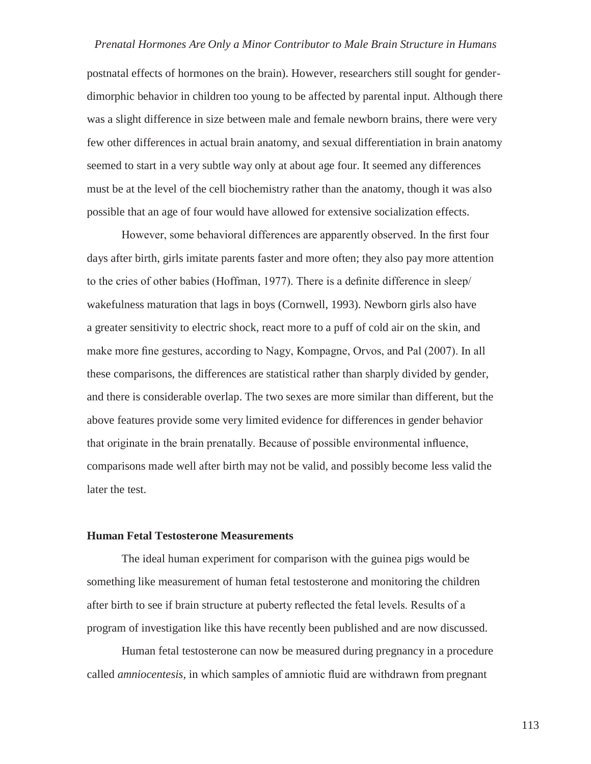postnatal effects of hormones on the brain). However, researchers still sought for gender-dimorphic behavior in children too young to be affected by parental input. Although there was a slight difference in size between male and female newborn brains, there were very few other differences in actual brain anatomy, and sexual differentiation in brain anatomy seemed to start in a very subtle way only at about age four. It seemed any differences must be at the level of the cell biochemistry rather than the anatomy, though it was also possible that an age of four would have allowed for extensive socialization effects.

However, some behavioral differences are apparently observed. In the first four days after birth, girls imitate parents faster and more often; they also pay more attention to the cries of other babies (Hoffman, 1977). There is a definite difference in sleep/wakefulness maturation that lags in boys (Cornwell, 1993). Newborn girls also have a greater sensitivity to electric shock, react more to a puff of cold air on the skin, and make more fine gestures, according to Nagy, Kompagne, Orvos, and Pal (2007). In all these comparisons, the differences are statistical rather than sharply divided by gender, and there is considerable overlap. The two sexes are more similar than different, but the above features provide some very limited evidence for differences in gender behavior that originate in the brain prenatally. Because of possible environmental influence, comparisons made well after birth may not be valid, and possibly become less valid the later the test.

### Human Fetal Testosterone Measurements

The ideal human experiment for comparison with the guinea pigs would be something like measurement of human fetal testosterone and monitoring the children after birth to see if brain structure at puberty reflected the fetal levels. Results of a program of investigation like this have recently been published and are now discussed.

Human fetal testosterone can now be measured during pregnancy in a procedure called *amniocentesis*, in which samples of amniotic fluid are withdrawn from pregnant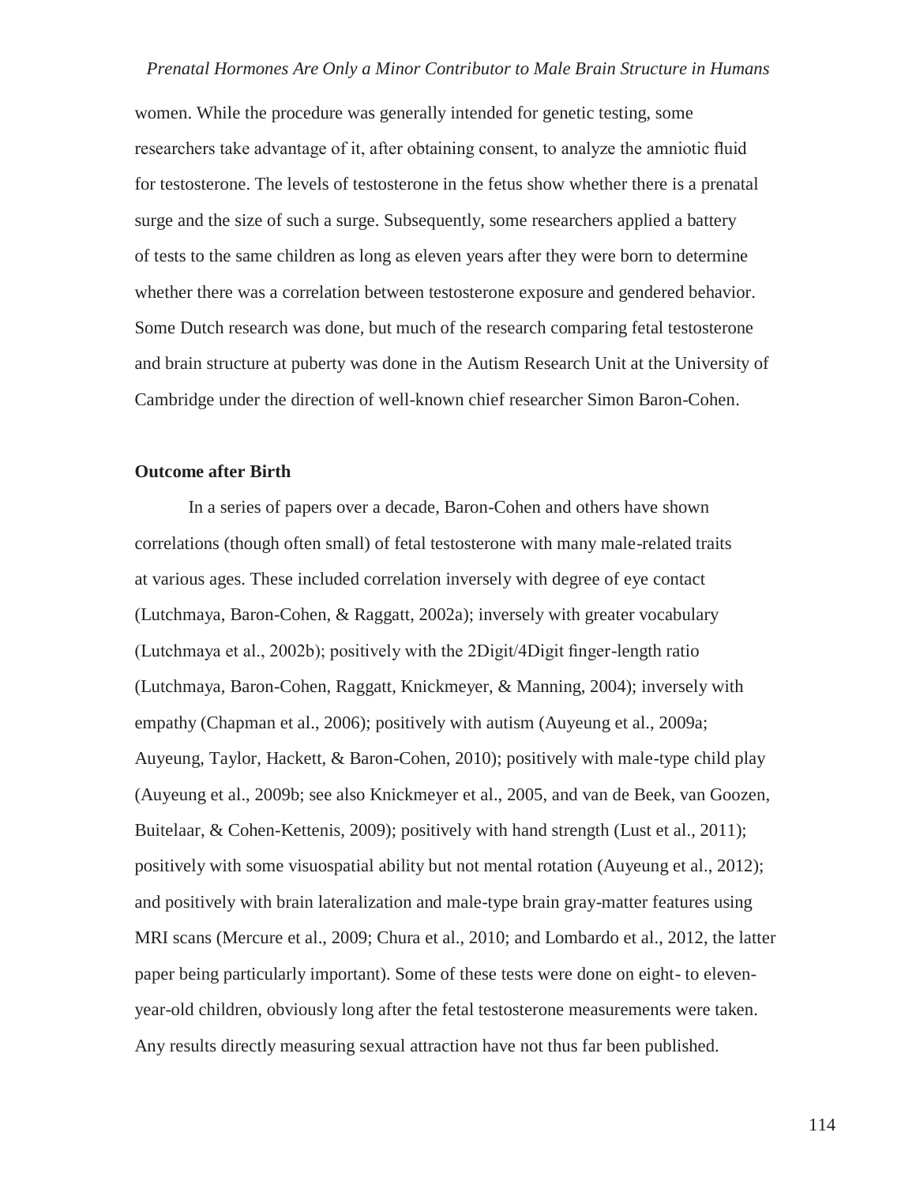women. While the procedure was generally intended for genetic testing, some researchers take advantage of it, after obtaining consent, to analyze the amniotic fluid for testosterone. The levels of testosterone in the fetus show whether there is a prenatal surge and the size of such a surge. Subsequently, some researchers applied a battery of tests to the same children as long as eleven years after they were born to determine whether there was a correlation between testosterone exposure and gendered behavior. Some Dutch research was done, but much of the research comparing fetal testosterone and brain structure at puberty was done in the Autism Research Unit at the University of Cambridge under the direction of well-known chief researcher Simon Baron-Cohen.

**Outcome after Birth**

In a series of papers over a decade, Baron-Cohen and others have shown correlations (though often small) of fetal testosterone with many male-related traits at various ages. These included correlation inversely with degree of eye contact (Lutchmaya, Baron-Cohen, & Raggatt, 2002a); inversely with greater vocabulary (Lutchmaya et al., 2002b); positively with the 2Digit/4Digit finger-length ratio (Lutchmaya, Baron-Cohen, Raggatt, Knickmeyer, & Manning, 2004); inversely with empathy (Chapman et al., 2006); positively with autism (Auyeung et al., 2009a; Auyeung, Taylor, Hackett, & Baron-Cohen, 2010); positively with male-type child play (Auyeung et al., 2009b; see also Knickmeyer et al., 2005, and van de Beek, van Goozen, Buitelaar, & Cohen-Kettenis, 2009); positively with hand strength (Lust et al., 2011); positively with some visuospatial ability but not mental rotation (Auyeung et al., 2012); and positively with brain lateralization and male-type brain gray-matter features using MRI scans (Mercure et al., 2009; Chura et al., 2010; and Lombardo et al., 2012, the latter paper being particularly important). Some of these tests were done on eight- to eleven-year-old children, obviously long after the fetal testosterone measurements were taken. Any results directly measuring sexual attraction have not thus far been published.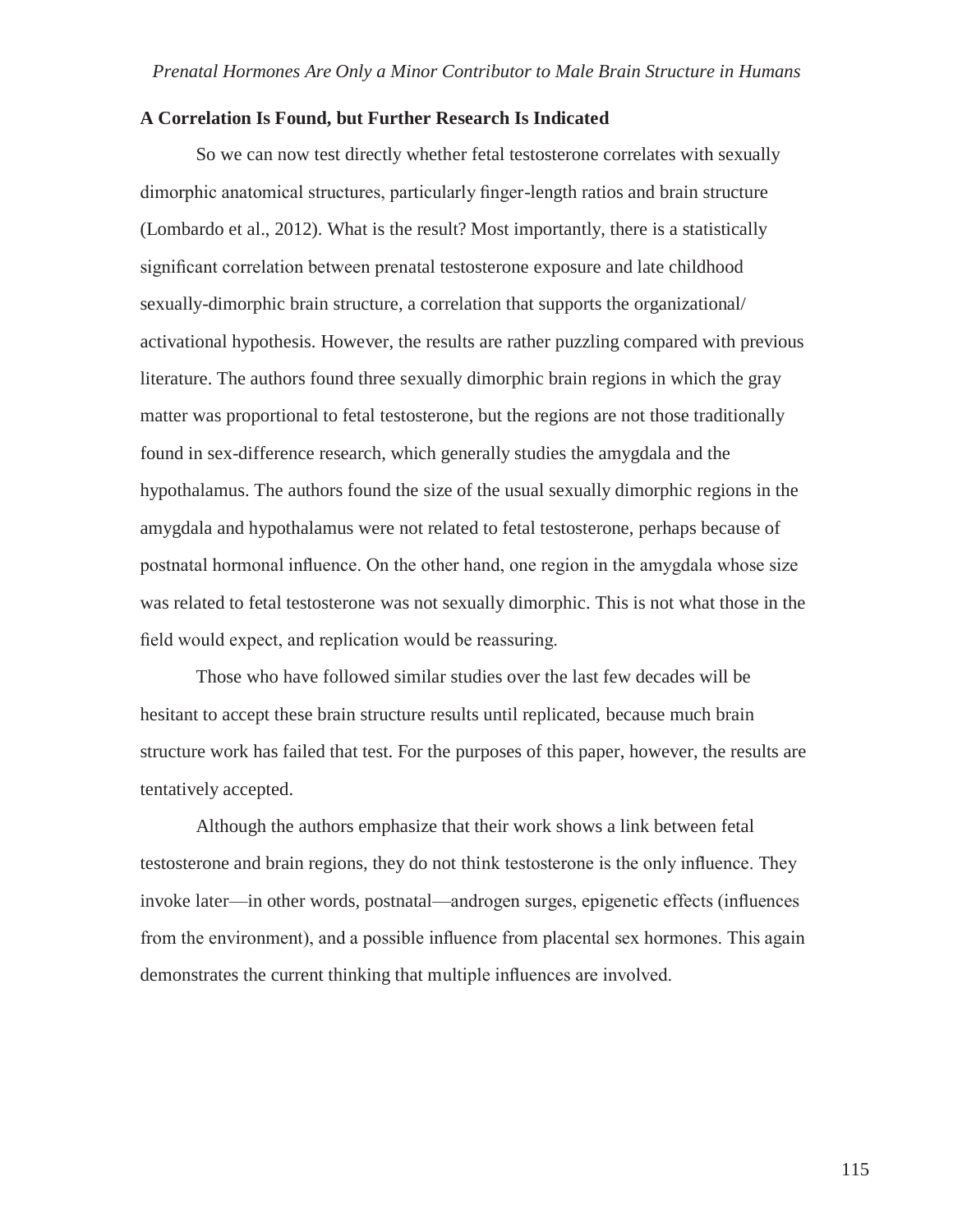### A Correlation Is Found, but Further Research Is Indicated

So we can now test directly whether fetal testosterone correlates with sexually dimorphic anatomical structures, particularly finger-length ratios and brain structure (Lombardo et al., 2012). What is the result? Most importantly, there is a statistically significant correlation between prenatal testosterone exposure and late childhood sexually-dimorphic brain structure, a correlation that supports the organizational/activational hypothesis. However, the results are rather puzzling compared with previous literature. The authors found three sexually dimorphic brain regions in which the gray matter was proportional to fetal testosterone, but the regions are not those traditionally found in sex-difference research, which generally studies the amygdala and the hypothalamus. The authors found the size of the usual sexually dimorphic regions in the amygdala and hypothalamus were not related to fetal testosterone, perhaps because of postnatal hormonal influence. On the other hand, one region in the amygdala whose size was related to fetal testosterone was not sexually dimorphic. This is not what those in the field would expect, and replication would be reassuring.

Those who have followed similar studies over the last few decades will be hesitant to accept these brain structure results until replicated, because much brain structure work has failed that test. For the purposes of this paper, however, the results are tentatively accepted.

Although the authors emphasize that their work shows a link between fetal testosterone and brain regions, they do not think testosterone is the only influence. They invoke later—in other words, postnatal—androgen surges, epigenetic effects (influences from the environment), and a possible influence from placental sex hormones. This again demonstrates the current thinking that multiple influences are involved.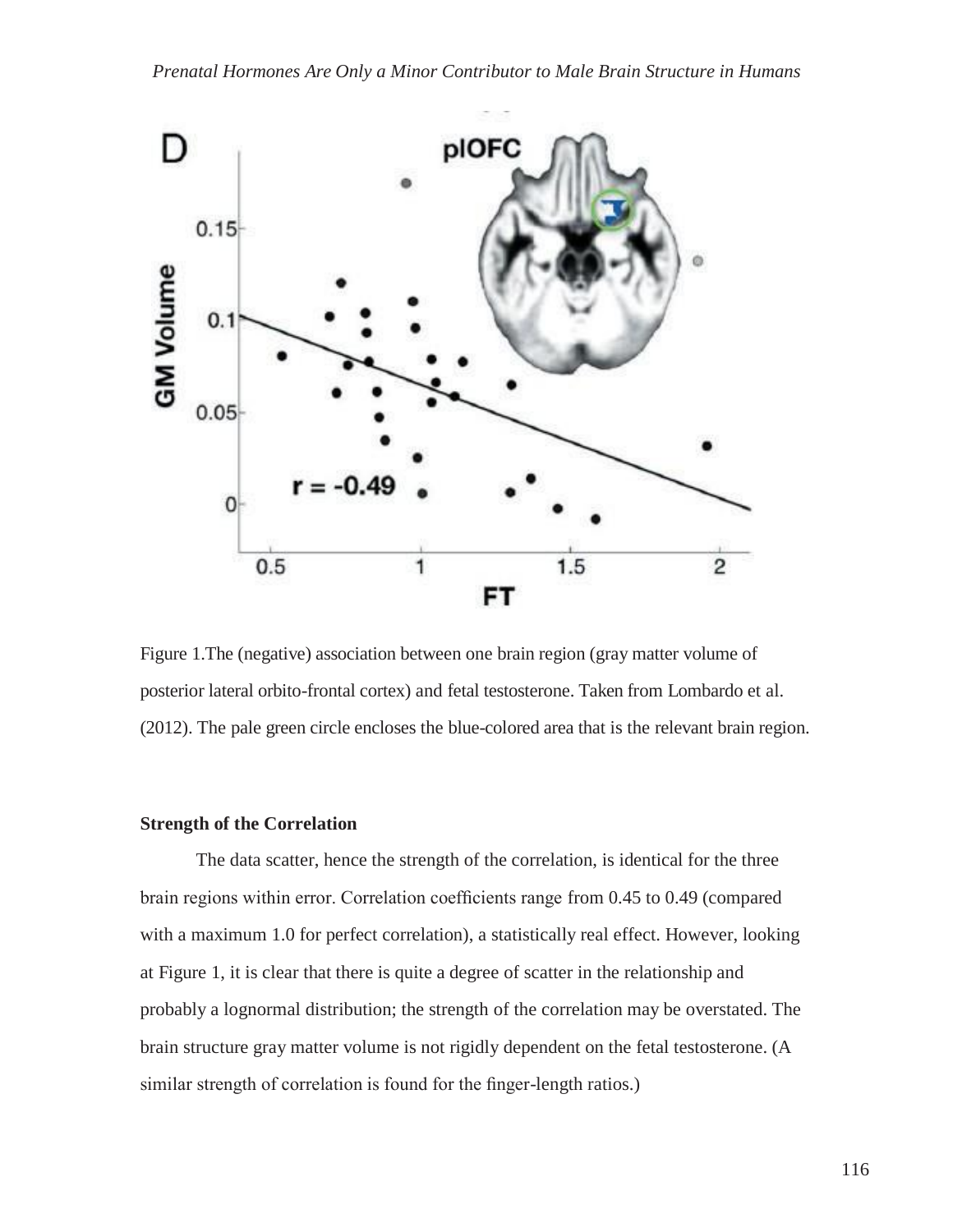Figure 1.The (negative) association between one brain region (gray matter volume of posterior lateral orbito-frontal cortex) and fetal testosterone. Taken from Lombardo et al. (2012). The pale green circle encloses the blue-colored area that is the relevant brain region.

### Strength of the Correlation

The data scatter, hence the strength of the correlation, is identical for the three brain regions within error. Correlation coefficients range from 0.45 to 0.49 (compared with a maximum 1.0 for perfect correlation), a statistically real effect. However, looking at Figure 1, it is clear that there is quite a degree of scatter in the relationship and probably a lognormal distribution; the strength of the correlation may be overstated. The brain structure gray matter volume is not rigidly dependent on the fetal testosterone. (A similar strength of correlation is found for the finger-length ratios.)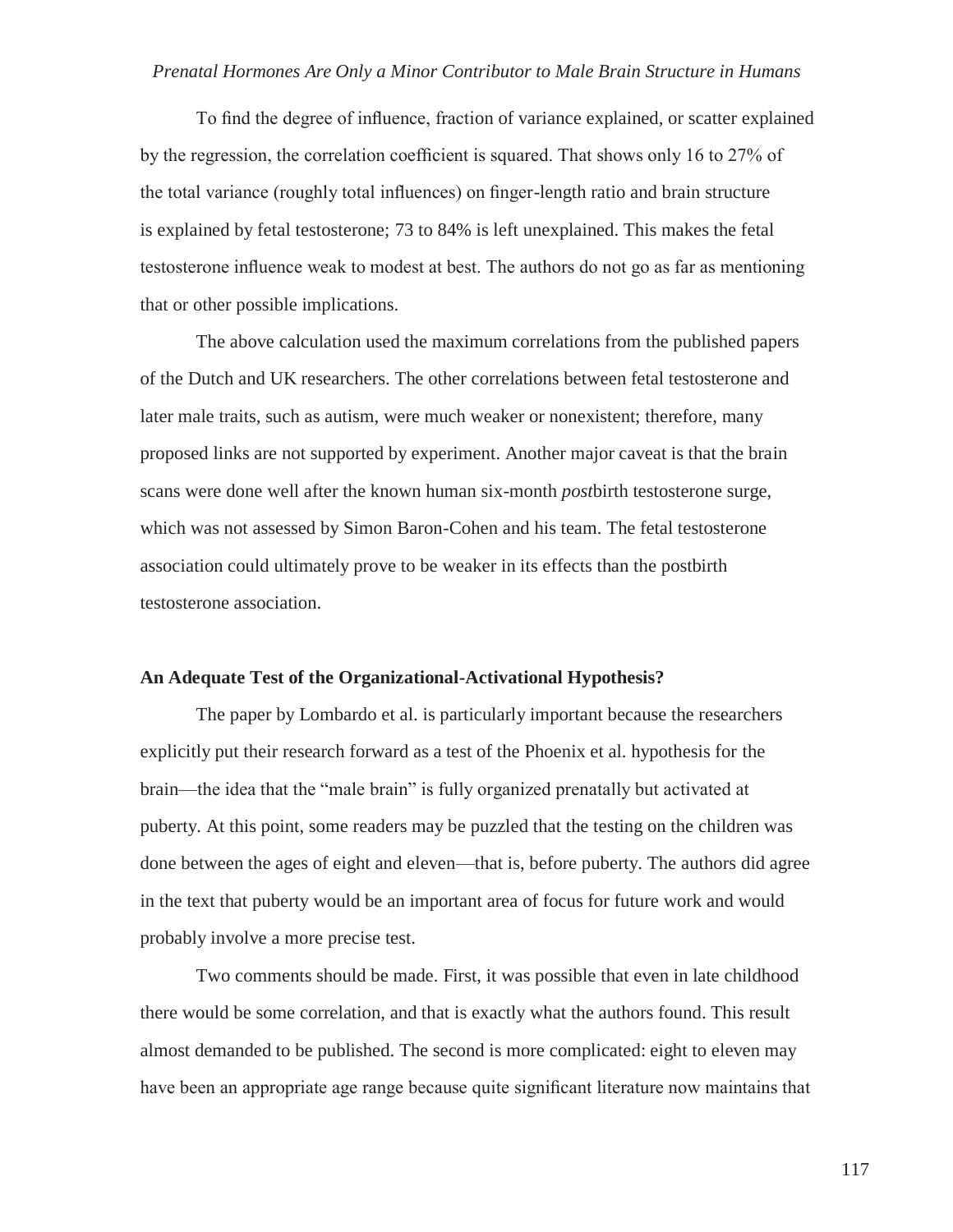To find the degree of influence, fraction of variance explained, or scatter explained by the regression, the correlation coefficient is squared. That shows only 16 to 27% of the total variance (roughly total influences) on finger-length ratio and brain structure is explained by fetal testosterone; 73 to 84% is left unexplained. This makes the fetal testosterone influence weak to modest at best. The authors do not go as far as mentioning that or other possible implications.

The above calculation used the maximum correlations from the published papers of the Dutch and UK researchers. The other correlations between fetal testosterone and later male traits, such as autism, were much weaker or nonexistent; therefore, many proposed links are not supported by experiment. Another major caveat is that the brain scans were done well after the known human six-month *post*birth testosterone surge, which was not assessed by Simon Baron-Cohen and his team. The fetal testosterone association could ultimately prove to be weaker in its effects than the postbirth testosterone association.

### An Adequate Test of the Organizational-Activational Hypothesis?

The paper by Lombardo et al. is particularly important because the researchers explicitly put their research forward as a test of the Phoenix et al. hypothesis for the brain—the idea that the "male brain" is fully organized prenatally but activated at puberty. At this point, some readers may be puzzled that the testing on the children was done between the ages of eight and eleven—that is, before puberty. The authors did agree in the text that puberty would be an important area of focus for future work and would probably involve a more precise test.

Two comments should be made. First, it was possible that even in late childhood there would be some correlation, and that is exactly what the authors found. This result almost demanded to be published. The second is more complicated: eight to eleven may have been an appropriate age range because quite significant literature now maintains that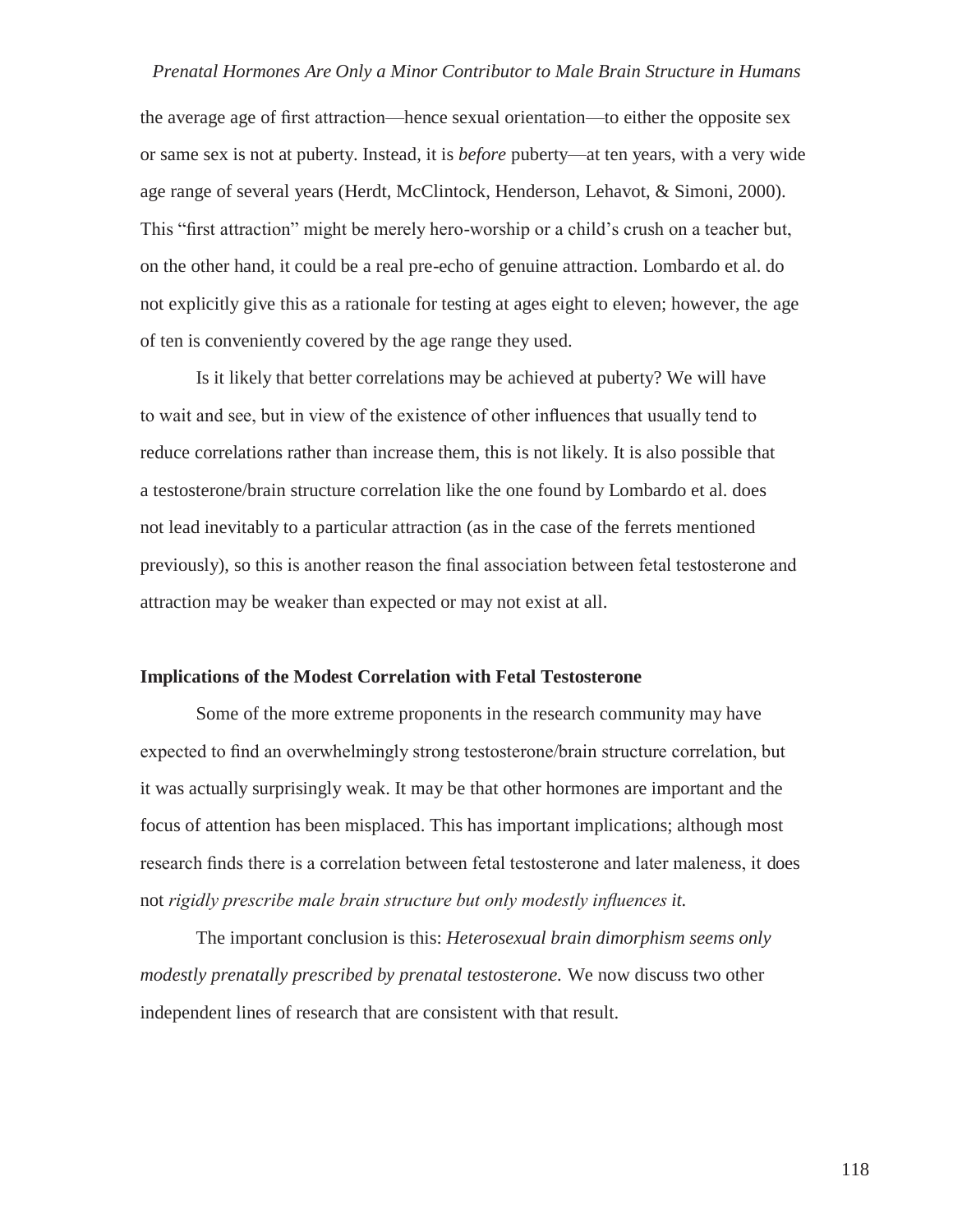the average age of first attraction—hence sexual orientation—to either the opposite sex or same sex is not at puberty. Instead, it is *before* puberty—at ten years, with a very wide age range of several years (Herdt, McClintock, Henderson, Lehavot, & Simoni, 2000). This "first attraction" might be merely hero-worship or a child's crush on a teacher but, on the other hand, it could be a real pre-echo of genuine attraction. Lombardo et al. do not explicitly give this as a rationale for testing at ages eight to eleven; however, the age of ten is conveniently covered by the age range they used.

Is it likely that better correlations may be achieved at puberty? We will have to wait and see, but in view of the existence of other influences that usually tend to reduce correlations rather than increase them, this is not likely. It is also possible that a testosterone/brain structure correlation like the one found by Lombardo et al. does not lead inevitably to a particular attraction (as in the case of the ferrets mentioned previously), so this is another reason the final association between fetal testosterone and attraction may be weaker than expected or may not exist at all.

**Implications of the Modest Correlation with Fetal Testosterone**

Some of the more extreme proponents in the research community may have expected to find an overwhelmingly strong testosterone/brain structure correlation, but it was actually surprisingly weak. It may be that other hormones are important and the focus of attention has been misplaced. This has important implications; although most research finds there is a correlation between fetal testosterone and later maleness, it does not *rigidly prescribe male brain structure but only modestly influences it.*

The important conclusion is this: *Heterosexual brain dimorphism seems only modestly prenatally prescribed by prenatal testosterone.* We now discuss two other independent lines of research that are consistent with that result.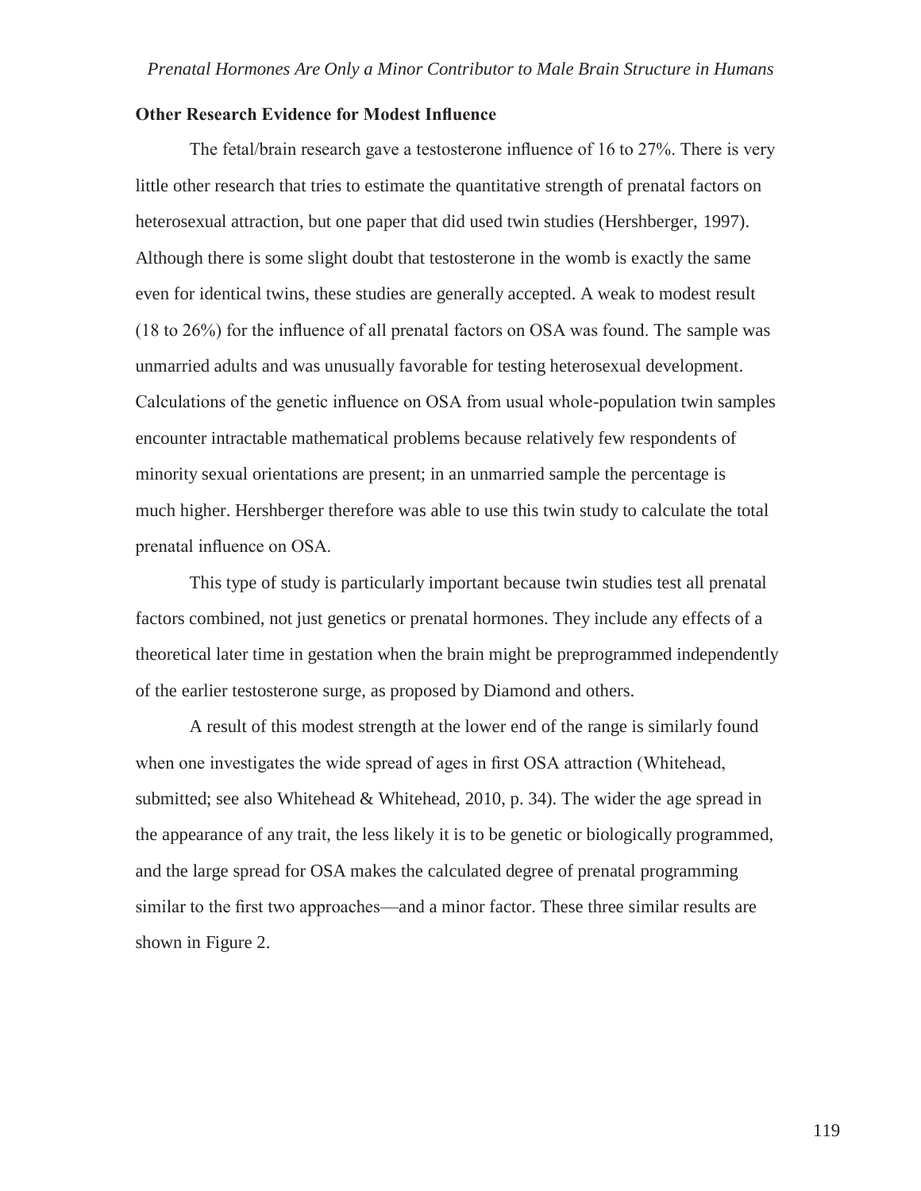### Other Research Evidence for Modest Influence

The fetal/brain research gave a testosterone influence of 16 to 27%. There is very little other research that tries to estimate the quantitative strength of prenatal factors on heterosexual attraction, but one paper that did used twin studies (Hershberger, 1997). Although there is some slight doubt that testosterone in the womb is exactly the same even for identical twins, these studies are generally accepted. A weak to modest result (18 to 26%) for the influence of all prenatal factors on OSA was found. The sample was unmarried adults and was unusually favorable for testing heterosexual development. Calculations of the genetic influence on OSA from usual whole-population twin samples encounter intractable mathematical problems because relatively few respondents of minority sexual orientations are present; in an unmarried sample the percentage is much higher. Hershberger therefore was able to use this twin study to calculate the total prenatal influence on OSA.

This type of study is particularly important because twin studies test all prenatal factors combined, not just genetics or prenatal hormones. They include any effects of a theoretical later time in gestation when the brain might be preprogrammed independently of the earlier testosterone surge, as proposed by Diamond and others.

A result of this modest strength at the lower end of the range is similarly found when one investigates the wide spread of ages in first OSA attraction (Whitehead, submitted; see also Whitehead & Whitehead, 2010, p. 34). The wider the age spread in the appearance of any trait, the less likely it is to be genetic or biologically programmed, and the large spread for OSA makes the calculated degree of prenatal programming similar to the first two approaches—and a minor factor. These three similar results are shown in Figure 2.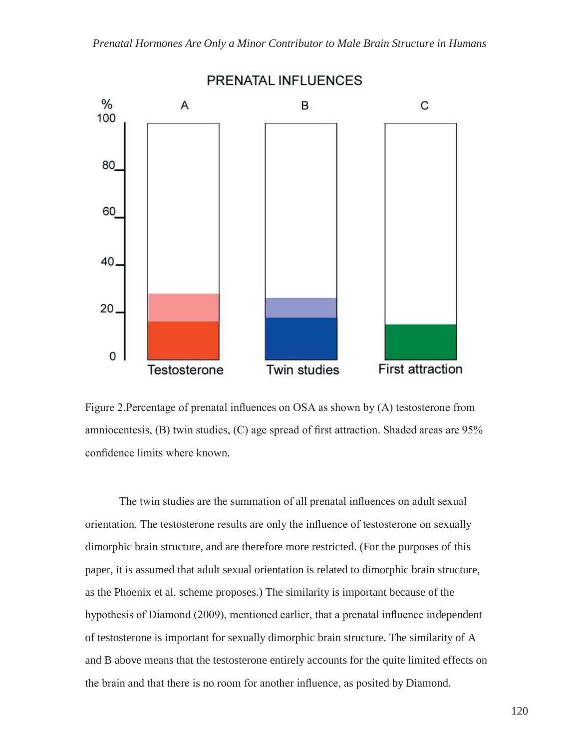Figure 2.Percentage of prenatal influences on OSA as shown by (A) testosterone from amniocentesis, (B) twin studies, (C) age spread of first attraction. Shaded areas are 95% confidence limits where known.

The twin studies are the summation of all prenatal influences on adult sexual orientation. The testosterone results are only the influence of testosterone on sexually dimorphic brain structure, and are therefore more restricted. (For the purposes of this paper, it is assumed that adult sexual orientation is related to dimorphic brain structure, as the Phoenix et al. scheme proposes.) The similarity is important because of the hypothesis of Diamond (2009), mentioned earlier, that a prenatal influence independent of testosterone is important for sexually dimorphic brain structure. The similarity of A and B above means that the testosterone entirely accounts for the quite limited effects on the brain and that there is no room for another influence, as posited by Diamond.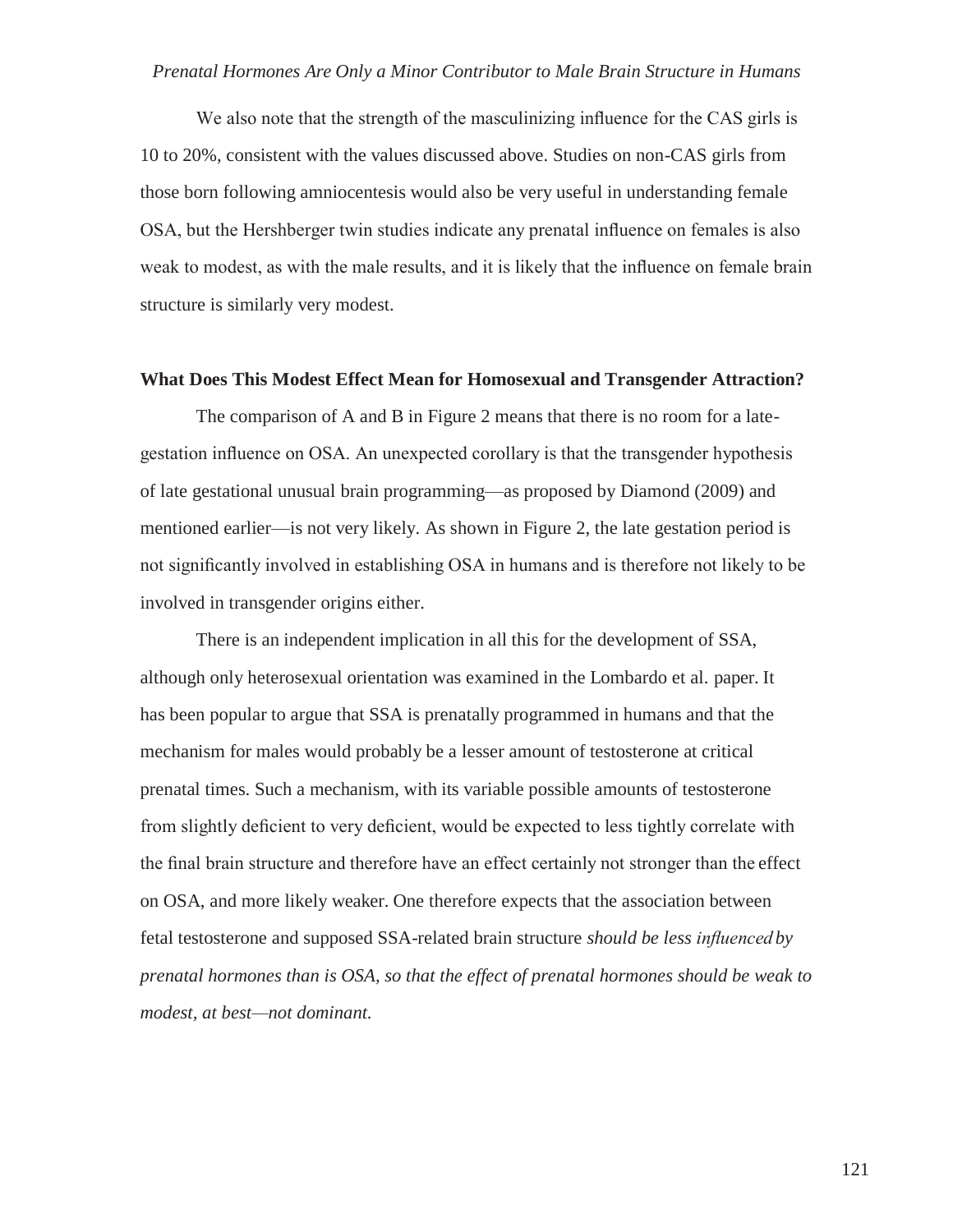We also note that the strength of the masculinizing influence for the CAS girls is 10 to 20%, consistent with the values discussed above. Studies on non-CAS girls from those born following amniocentesis would also be very useful in understanding female OSA, but the Hershberger twin studies indicate any prenatal influence on females is also weak to modest, as with the male results, and it is likely that the influence on female brain structure is similarly very modest.

## What Does This Modest Effect Mean for Homosexual and Transgender Attraction?

The comparison of A and B in Figure 2 means that there is no room for a late-gestation influence on OSA. An unexpected corollary is that the transgender hypothesis of late gestational unusual brain programming—as proposed by Diamond (2009) and mentioned earlier—is not very likely. As shown in Figure 2, the late gestation period is not significantly involved in establishing OSA in humans and is therefore not likely to be involved in transgender origins either.

There is an independent implication in all this for the development of SSA, although only heterosexual orientation was examined in the Lombardo et al. paper. It has been popular to argue that SSA is prenatally programmed in humans and that the mechanism for males would probably be a lesser amount of testosterone at critical prenatal times. Such a mechanism, with its variable possible amounts of testosterone from slightly deficient to very deficient, would be expected to less tightly correlate with the final brain structure and therefore have an effect certainly not stronger than the effect on OSA, and more likely weaker. One therefore expects that the association between fetal testosterone and supposed SSA-related brain structure *should be less influenced by prenatal hormones than is OSA, so that the effect of prenatal hormones should be weak to modest, at best—not dominant.*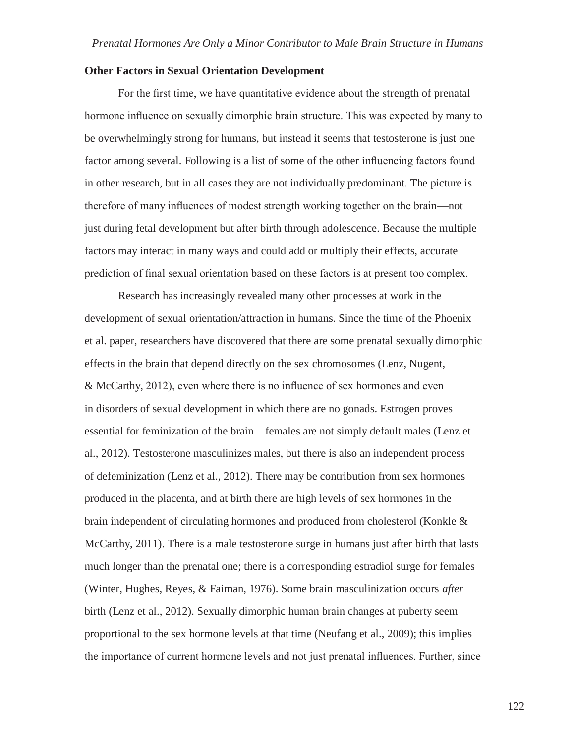## Other Factors in Sexual Orientation Development

For the first time, we have quantitative evidence about the strength of prenatal hormone influence on sexually dimorphic brain structure. This was expected by many to be overwhelmingly strong for humans, but instead it seems that testosterone is just one factor among several. Following is a list of some of the other influencing factors found in other research, but in all cases they are not individually predominant. The picture is therefore of many influences of modest strength working together on the brain—not just during fetal development but after birth through adolescence. Because the multiple factors may interact in many ways and could add or multiply their effects, accurate prediction of final sexual orientation based on these factors is at present too complex.

Research has increasingly revealed many other processes at work in the development of sexual orientation/attraction in humans. Since the time of the Phoenix et al. paper, researchers have discovered that there are some prenatal sexually dimorphic effects in the brain that depend directly on the sex chromosomes (Lenz, Nugent, & McCarthy, 2012), even where there is no influence of sex hormones and even in disorders of sexual development in which there are no gonads. Estrogen proves essential for feminization of the brain—females are not simply default males (Lenz et al., 2012). Testosterone masculinizes males, but there is also an independent process of defeminization (Lenz et al., 2012). There may be contribution from sex hormones produced in the placenta, and at birth there are high levels of sex hormones in the brain independent of circulating hormones and produced from cholesterol (Konkle & McCarthy, 2011). There is a male testosterone surge in humans just after birth that lasts much longer than the prenatal one; there is a corresponding estradiol surge for females (Winter, Hughes, Reyes, & Faiman, 1976). Some brain masculinization occurs *after* birth (Lenz et al., 2012). Sexually dimorphic human brain changes at puberty seem proportional to the sex hormone levels at that time (Neufang et al., 2009); this implies the importance of current hormone levels and not just prenatal influences. Further, since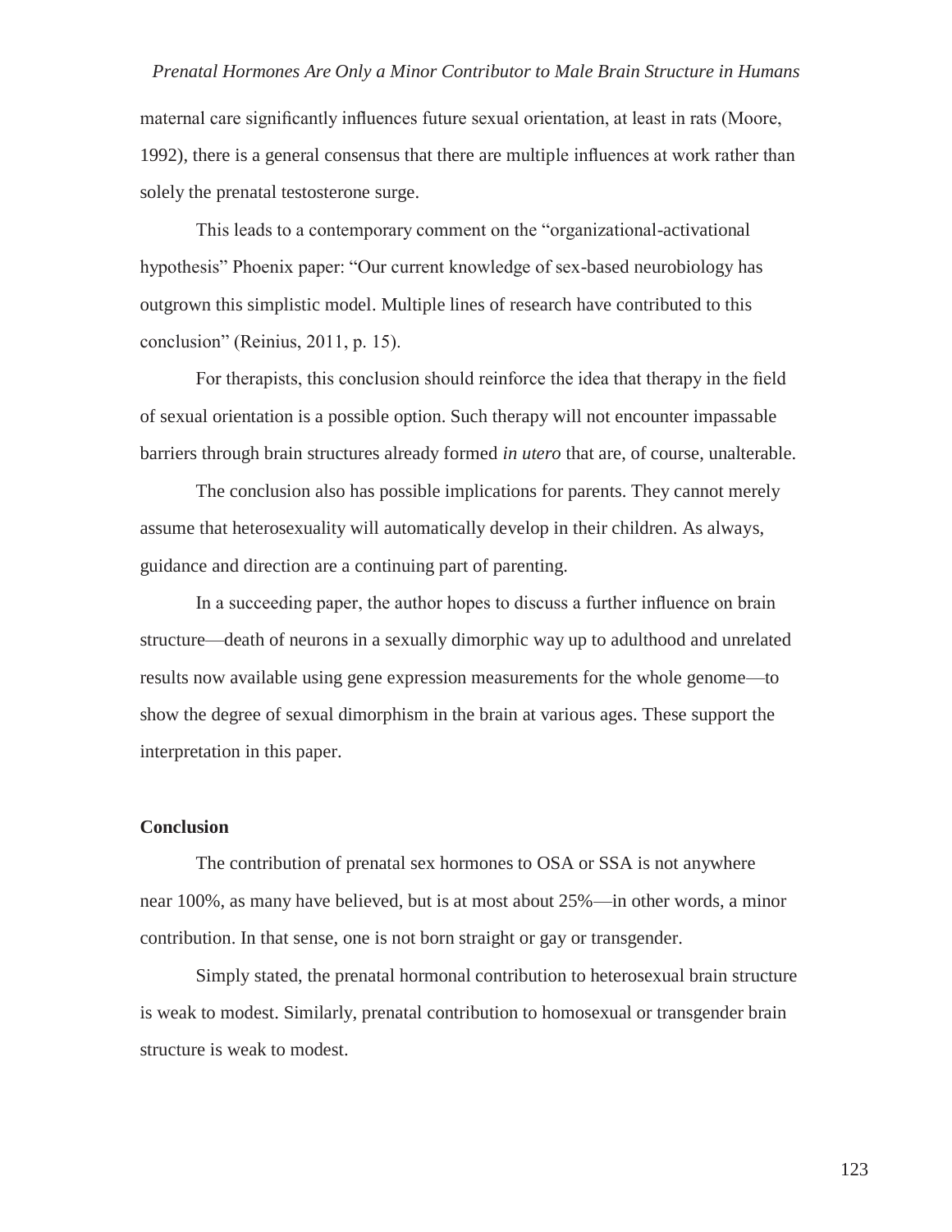maternal care significantly influences future sexual orientation, at least in rats (Moore, 1992), there is a general consensus that there are multiple influences at work rather than solely the prenatal testosterone surge.

This leads to a contemporary comment on the "organizational-activational hypothesis" Phoenix paper: "Our current knowledge of sex-based neurobiology has outgrown this simplistic model. Multiple lines of research have contributed to this conclusion" (Reinius, 2011, p. 15).

For therapists, this conclusion should reinforce the idea that therapy in the field of sexual orientation is a possible option. Such therapy will not encounter impassable barriers through brain structures already formed *in utero* that are, of course, unalterable.

The conclusion also has possible implications for parents. They cannot merely assume that heterosexuality will automatically develop in their children. As always, guidance and direction are a continuing part of parenting.

In a succeeding paper, the author hopes to discuss a further influence on brain structure—death of neurons in a sexually dimorphic way up to adulthood and unrelated results now available using gene expression measurements for the whole genome—to show the degree of sexual dimorphism in the brain at various ages. These support the interpretation in this paper.

## Conclusion

The contribution of prenatal sex hormones to OSA or SSA is not anywhere near 100%, as many have believed, but is at most about 25%—in other words, a minor contribution. In that sense, one is not born straight or gay or transgender.

Simply stated, the prenatal hormonal contribution to heterosexual brain structure is weak to modest. Similarly, prenatal contribution to homosexual or transgender brain structure is weak to modest.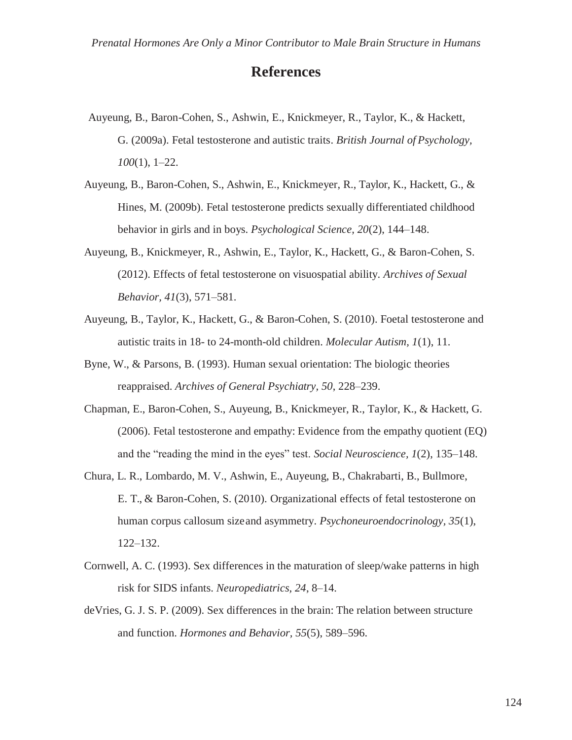## References

Auyeung, B., Baron-Cohen, S., Ashwin, E., Knickmeyer, R., Taylor, K., & Hackett, G. (2009a). Fetal testosterone and autistic traits. *British Journal of Psychology, 100*(1), 1–22.

Auyeung, B., Baron-Cohen, S., Ashwin, E., Knickmeyer, R., Taylor, K., Hackett, G., & Hines, M. (2009b). Fetal testosterone predicts sexually differentiated childhood behavior in girls and in boys. *Psychological Science, 20*(2), 144–148.

Auyeung, B., Knickmeyer, R., Ashwin, E., Taylor, K., Hackett, G., & Baron-Cohen, S. (2012). Effects of fetal testosterone on visuospatial ability. *Archives of Sexual Behavior, 41*(3), 571–581.

Auyeung, B., Taylor, K., Hackett, G., & Baron-Cohen, S. (2010). Foetal testosterone and autistic traits in 18- to 24-month-old children. *Molecular Autism, 1*(1), 11.

Byne, W., & Parsons, B. (1993). Human sexual orientation: The biologic theories reappraised. *Archives of General Psychiatry, 50*, 228–239.

Chapman, E., Baron-Cohen, S., Auyeung, B., Knickmeyer, R., Taylor, K., & Hackett, G. (2006). Fetal testosterone and empathy: Evidence from the empathy quotient (EQ) and the "reading the mind in the eyes" test. *Social Neuroscience, 1*(2), 135–148.

Chura, L. R., Lombardo, M. V., Ashwin, E., Auyeung, B., Chakrabarti, B., Bullmore, E. T., & Baron-Cohen, S. (2010). Organizational effects of fetal testosterone on human corpus callosum size and asymmetry. *Psychoneuroendocrinology, 35*(1), 122–132.

Cornwell, A. C. (1993). Sex differences in the maturation of sleep/wake patterns in high risk for SIDS infants. *Neuropediatrics, 24*, 8–14.

deVries, G. J. S. P. (2009). Sex differences in the brain: The relation between structure and function. *Hormones and Behavior, 55*(5), 589–596.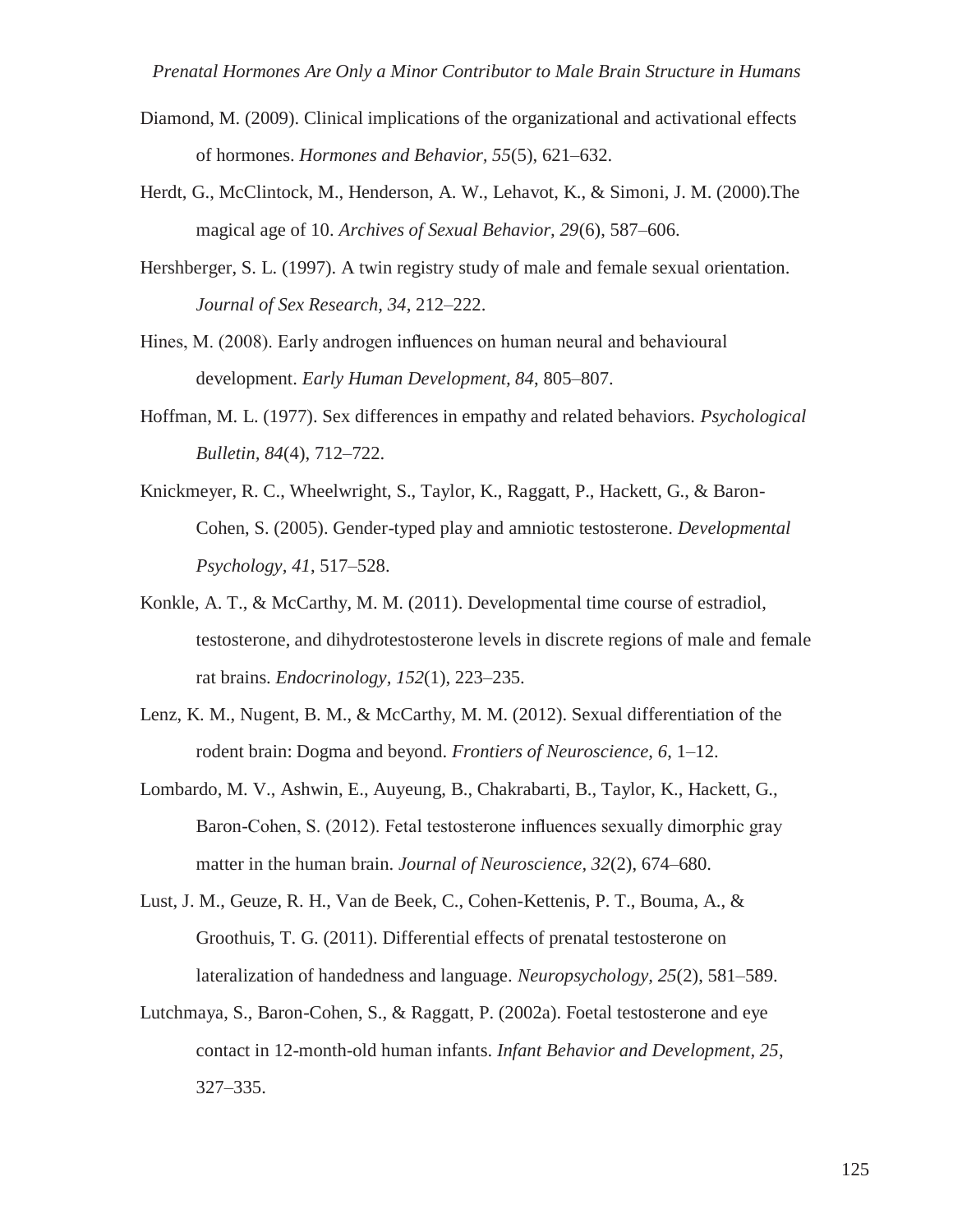Diamond, M. (2009). Clinical implications of the organizational and activational effects of hormones. *Hormones and Behavior, 55*(5), 621–632.

Herdt, G., McClintock, M., Henderson, A. W., Lehavot, K., & Simoni, J. M. (2000).The magical age of 10. *Archives of Sexual Behavior, 29*(6), 587–606.

Hershberger, S. L. (1997). A twin registry study of male and female sexual orientation. *Journal of Sex Research, 34*, 212–222.

Hines, M. (2008). Early androgen influences on human neural and behavioural development. *Early Human Development, 84*, 805–807.

Hoffman, M. L. (1977). Sex differences in empathy and related behaviors. *Psychological Bulletin, 84*(4), 712–722.

Knickmeyer, R. C., Wheelwright, S., Taylor, K., Raggatt, P., Hackett, G., & Baron-Cohen, S. (2005). Gender-typed play and amniotic testosterone. *Developmental Psychology, 41*, 517–528.

Konkle, A. T., & McCarthy, M. M. (2011). Developmental time course of estradiol, testosterone, and dihydrotestosterone levels in discrete regions of male and female rat brains. *Endocrinology, 152*(1), 223–235.

Lenz, K. M., Nugent, B. M., & McCarthy, M. M. (2012). Sexual differentiation of the rodent brain: Dogma and beyond. *Frontiers of Neuroscience, 6*, 1–12.

Lombardo, M. V., Ashwin, E., Auyeung, B., Chakrabarti, B., Taylor, K., Hackett, G., Baron-Cohen, S. (2012). Fetal testosterone influences sexually dimorphic gray matter in the human brain. *Journal of Neuroscience, 32*(2), 674–680.

Lust, J. M., Geuze, R. H., Van de Beek, C., Cohen-Kettenis, P. T., Bouma, A., & Groothuis, T. G. (2011). Differential effects of prenatal testosterone on lateralization of handedness and language. *Neuropsychology, 25*(2), 581–589.

Lutchmaya, S., Baron-Cohen, S., & Raggatt, P. (2002a). Foetal testosterone and eye contact in 12-month-old human infants. *Infant Behavior and Development, 25*, 327–335.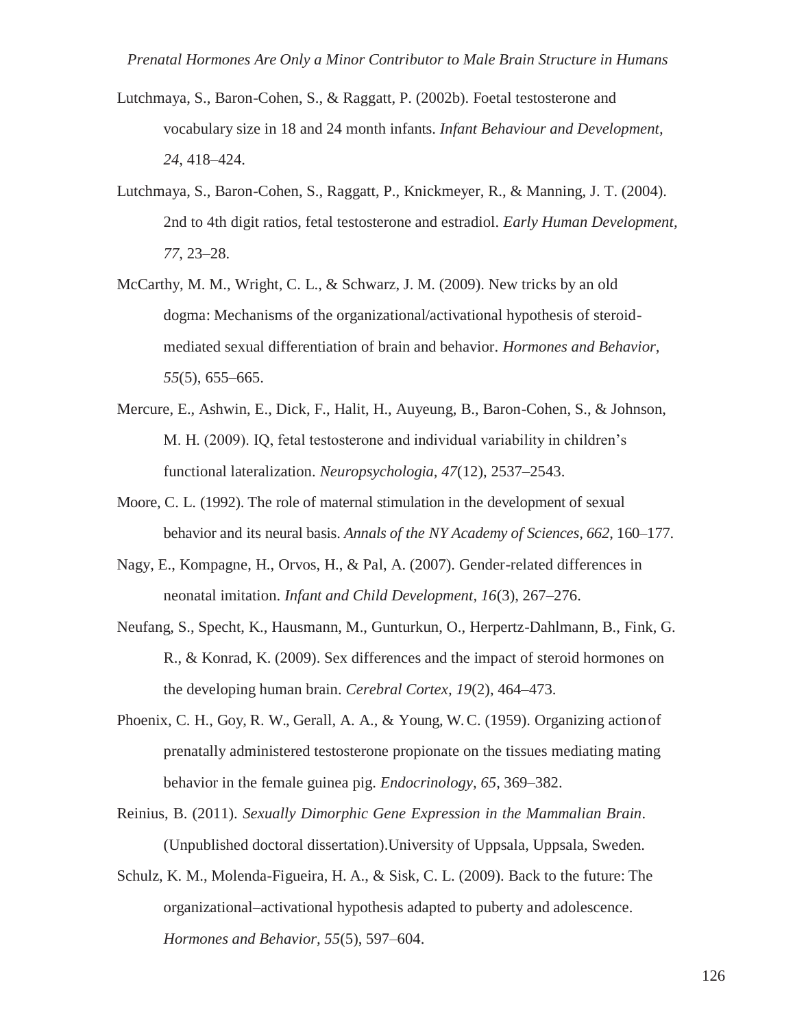Lutchmaya, S., Baron-Cohen, S., & Raggatt, P. (2002b). Foetal testosterone and vocabulary size in 18 and 24 month infants. *Infant Behaviour and Development*, *24*, 418–424.

Lutchmaya, S., Baron-Cohen, S., Raggatt, P., Knickmeyer, R., & Manning, J. T. (2004). 2nd to 4th digit ratios, fetal testosterone and estradiol. *Early Human Development*, *77*, 23–28.

McCarthy, M. M., Wright, C. L., & Schwarz, J. M. (2009). New tricks by an old dogma: Mechanisms of the organizational/activational hypothesis of steroid-mediated sexual differentiation of brain and behavior. *Hormones and Behavior, 55*(5), 655–665.

Mercure, E., Ashwin, E., Dick, F., Halit, H., Auyeung, B., Baron-Cohen, S., & Johnson, M. H. (2009). IQ, fetal testosterone and individual variability in children's functional lateralization. *Neuropsychologia*, *47*(12), 2537–2543.

Moore, C. L. (1992). The role of maternal stimulation in the development of sexual behavior and its neural basis. *Annals of the NY Academy of Sciences, 662*, 160–177.

Nagy, E., Kompagne, H., Orvos, H., & Pal, A. (2007). Gender-related differences in neonatal imitation. *Infant and Child Development, 16*(3), 267–276.

Neufang, S., Specht, K., Hausmann, M., Gunturkun, O., Herpertz-Dahlmann, B., Fink, G. R., & Konrad, K. (2009). Sex differences and the impact of steroid hormones on the developing human brain. *Cerebral Cortex, 19*(2), 464–473.

Phoenix, C. H., Goy, R. W., Gerall, A. A., & Young, W. C. (1959). Organizing action of prenatally administered testosterone propionate on the tissues mediating mating behavior in the female guinea pig. *Endocrinology, 65*, 369–382.

Reinius, B. (2011). *Sexually Dimorphic Gene Expression in the Mammalian Brain*. (Unpublished doctoral dissertation).University of Uppsala, Uppsala, Sweden.

Schulz, K. M., Molenda-Figueira, H. A., & Sisk, C. L. (2009). Back to the future: The organizational–activational hypothesis adapted to puberty and adolescence. *Hormones and Behavior, 55*(5), 597–604.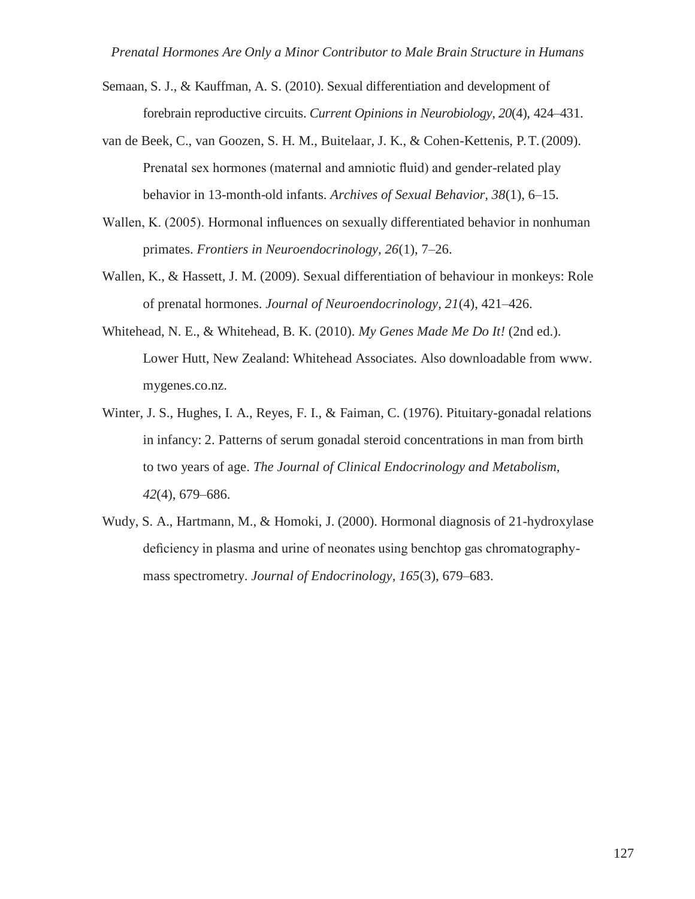Semaan, S. J., & Kauffman, A. S. (2010). Sexual differentiation and development of forebrain reproductive circuits. *Current Opinions in Neurobiology, 20*(4), 424–431.

van de Beek, C., van Goozen, S. H. M., Buitelaar, J. K., & Cohen-Kettenis, P. T. (2009). Prenatal sex hormones (maternal and amniotic fluid) and gender-related play behavior in 13-month-old infants. *Archives of Sexual Behavior, 38*(1), 6–15.

Wallen, K. (2005). Hormonal influences on sexually differentiated behavior in nonhuman primates. *Frontiers in Neuroendocrinology, 26*(1), 7–26.

Wallen, K., & Hassett, J. M. (2009). Sexual differentiation of behaviour in monkeys: Role of prenatal hormones. *Journal of Neuroendocrinology*, *21*(4), 421–426.

Whitehead, N. E., & Whitehead, B. K. (2010). *My Genes Made Me Do It!* (2nd ed.). Lower Hutt, New Zealand: Whitehead Associates. Also downloadable from www.mygenes.co.nz.

Winter, J. S., Hughes, I. A., Reyes, F. I., & Faiman, C. (1976). Pituitary-gonadal relations in infancy: 2. Patterns of serum gonadal steroid concentrations in man from birth to two years of age. *The Journal of Clinical Endocrinology and Metabolism, 42*(4), 679–686.

Wudy, S. A., Hartmann, M., & Homoki, J. (2000). Hormonal diagnosis of 21-hydroxylase deficiency in plasma and urine of neonates using benchtop gas chromatography-mass spectrometry. *Journal of Endocrinology, 165*(3), 679–683.